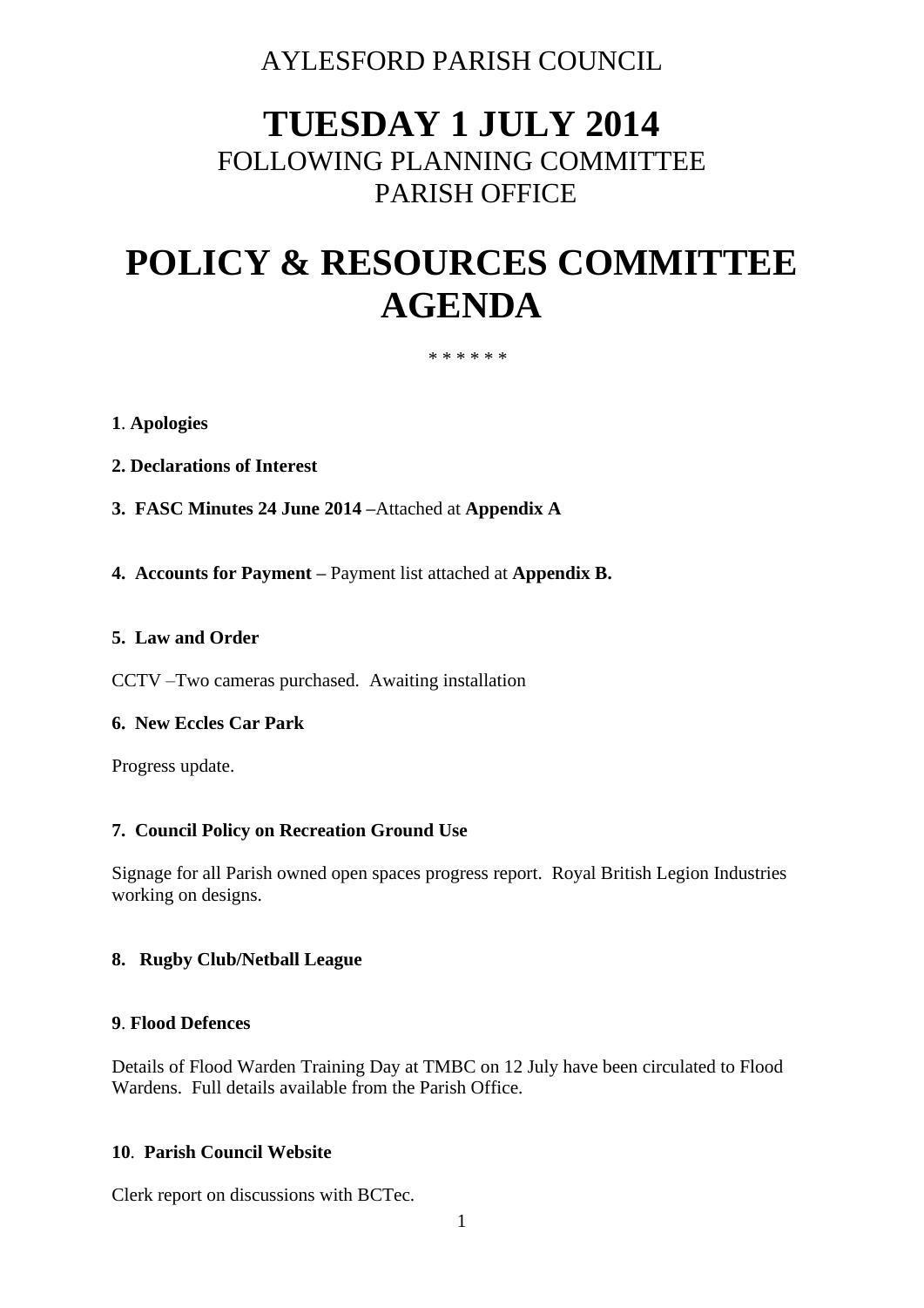AYLESFORD PARISH COUNCIL

# TUESDAY 1 JULY 2014

FOLLOWING PLANNING COMMITTEE
PARISH OFFICE

# POLICY & RESOURCES COMMITTEE AGENDA

\* \* \* \* \* \*

**1**. **Apologies**

**2. Declarations of Interest**

**3. FASC Minutes 24 June 2014 –**Attached at **Appendix A**

**4. Accounts for Payment –** Payment list attached at **Appendix B.**

**5. Law and Order**

CCTV –Two cameras purchased. Awaiting installation

**6. New Eccles Car Park**

Progress update.

**7. Council Policy on Recreation Ground Use**

Signage for all Parish owned open spaces progress report. Royal British Legion Industries working on designs.

**8. Rugby Club/Netball League**

**9**. **Flood Defences**

Details of Flood Warden Training Day at TMBC on 12 July have been circulated to Flood Wardens. Full details available from the Parish Office.

**10**. **Parish Council Website**

Clerk report on discussions with BCTec.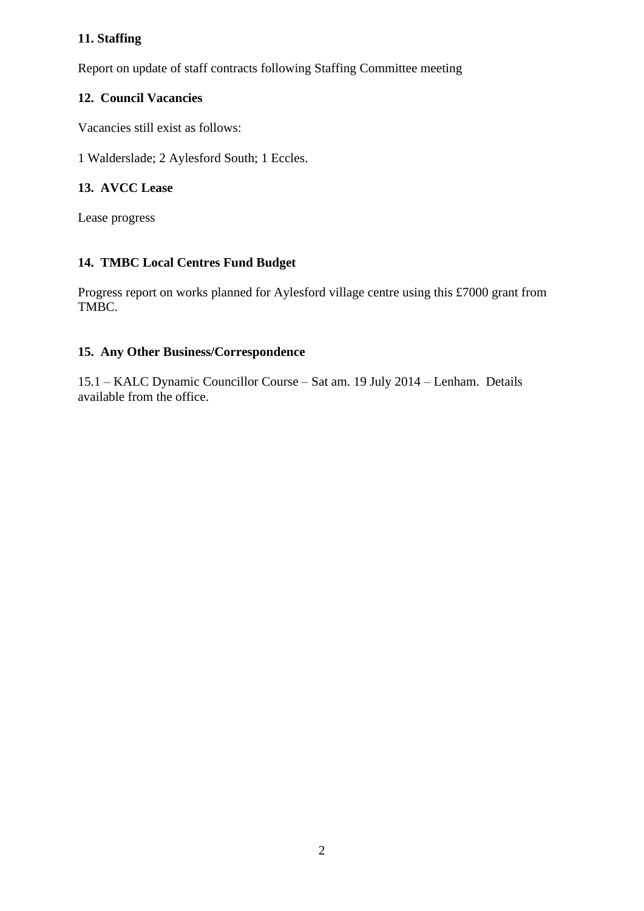**11. Staffing**

Report on update of staff contracts following Staffing Committee meeting

**12. Council Vacancies**

Vacancies still exist as follows:

1 Walderslade; 2 Aylesford South; 1 Eccles.

**13. AVCC Lease**

Lease progress

**14. TMBC Local Centres Fund Budget**

Progress report on works planned for Aylesford village centre using this £7000 grant from TMBC.

**15. Any Other Business/Correspondence**

15.1 – KALC Dynamic Councillor Course – Sat am. 19 July 2014 – Lenham. Details available from the office.